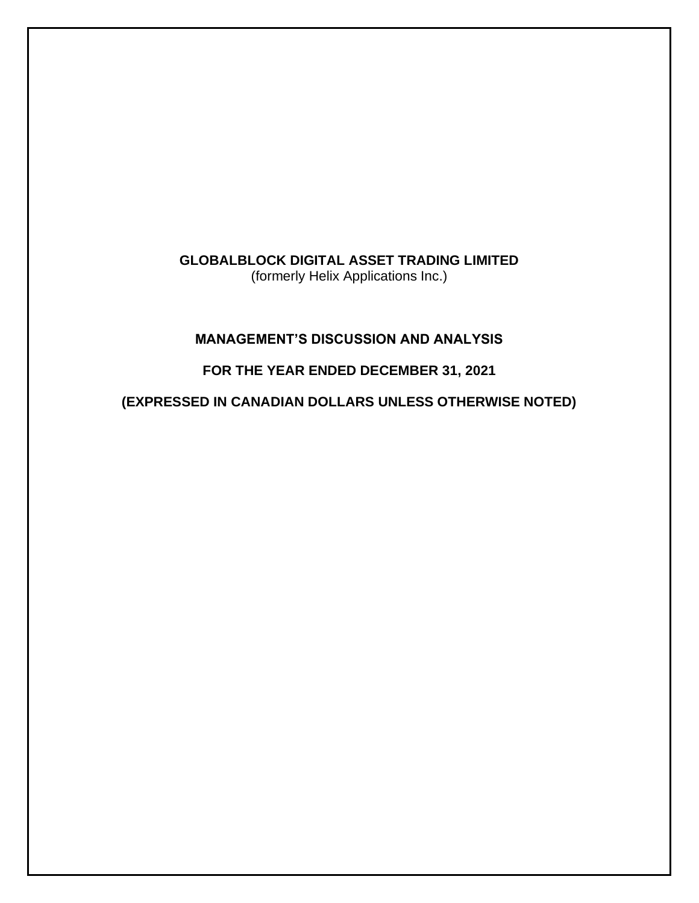# GLOBALBLOCK DIGITAL ASSET TRADING LIMITED

(formerly Helix Applications Inc.)

## MANAGEMENT'S DISCUSSION AND ANALYSIS

## FOR THE YEAR ENDED DECEMBER 31, 2021

## (EXPRESSED IN CANADIAN DOLLARS UNLESS OTHERWISE NOTED)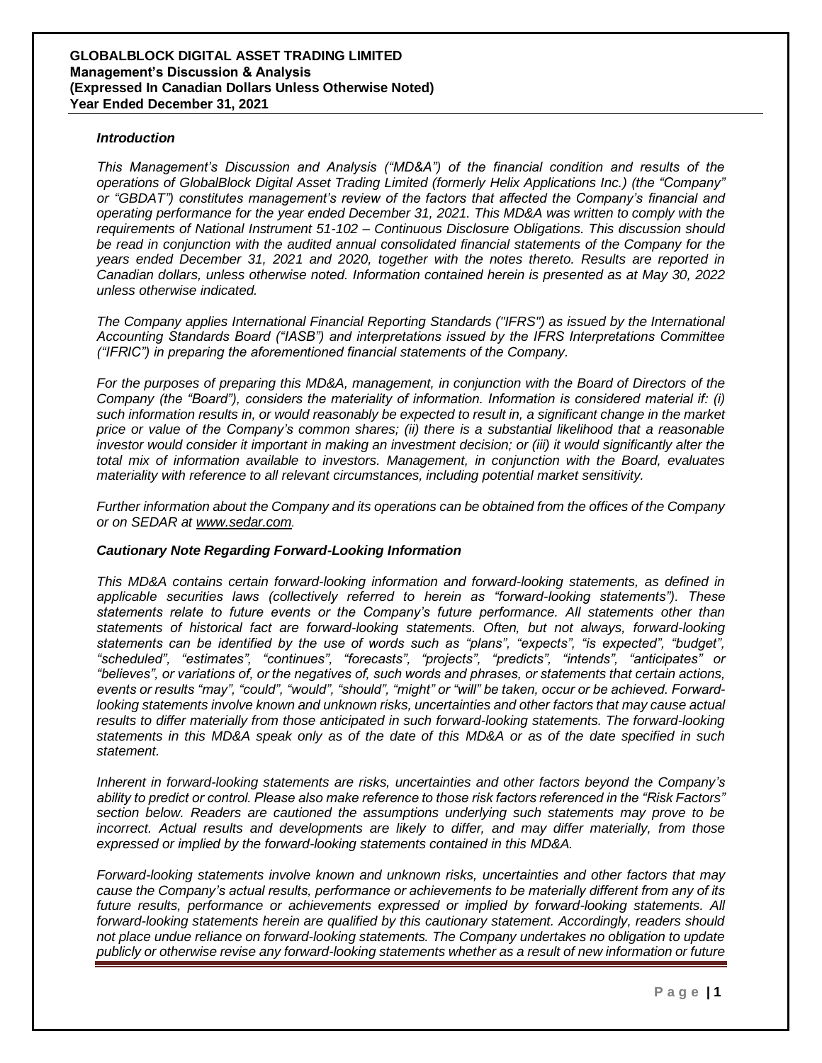### *Introduction*

*This Management's Discussion and Analysis ("MD&A") of the financial condition and results of the operations of GlobalBlock Digital Asset Trading Limited (formerly Helix Applications Inc.) (the "Company" or "GBDAT") constitutes management's review of the factors that affected the Company's financial and operating performance for the year ended December 31, 2021. This MD&A was written to comply with the requirements of National Instrument 51-102 – Continuous Disclosure Obligations. This discussion should be read in conjunction with the audited annual consolidated financial statements of the Company for the years ended December 31, 2021 and 2020, together with the notes thereto. Results are reported in Canadian dollars, unless otherwise noted. Information contained herein is presented as at May 30, 2022 unless otherwise indicated.*

*The Company applies International Financial Reporting Standards ("IFRS") as issued by the International Accounting Standards Board ("IASB") and interpretations issued by the IFRS Interpretations Committee ("IFRIC") in preparing the aforementioned financial statements of the Company.*

*For the purposes of preparing this MD&A, management, in conjunction with the Board of Directors of the Company (the "Board"), considers the materiality of information. Information is considered material if: (i) such information results in, or would reasonably be expected to result in, a significant change in the market price or value of the Company's common shares; (ii) there is a substantial likelihood that a reasonable investor would consider it important in making an investment decision; or (iii) it would significantly alter the total mix of information available to investors. Management, in conjunction with the Board, evaluates materiality with reference to all relevant circumstances, including potential market sensitivity.*

*Further information about the Company and its operations can be obtained from the offices of the Company or on SEDAR at www.sedar.com.*

### *Cautionary Note Regarding Forward-Looking Information*

*This MD&A contains certain forward-looking information and forward-looking statements, as defined in applicable securities laws (collectively referred to herein as "forward-looking statements"). These statements relate to future events or the Company's future performance. All statements other than statements of historical fact are forward-looking statements. Often, but not always, forward-looking statements can be identified by the use of words such as "plans", "expects", "is expected", "budget", "scheduled", "estimates", "continues", "forecasts", "projects", "predicts", "intends", "anticipates" or "believes", or variations of, or the negatives of, such words and phrases, or statements that certain actions, events or results "may", "could", "would", "should", "might" or "will" be taken, occur or be achieved. Forward-looking statements involve known and unknown risks, uncertainties and other factors that may cause actual results to differ materially from those anticipated in such forward-looking statements. The forward-looking statements in this MD&A speak only as of the date of this MD&A or as of the date specified in such statement.*

*Inherent in forward-looking statements are risks, uncertainties and other factors beyond the Company's ability to predict or control. Please also make reference to those risk factors referenced in the "Risk Factors" section below. Readers are cautioned the assumptions underlying such statements may prove to be incorrect. Actual results and developments are likely to differ, and may differ materially, from those expressed or implied by the forward-looking statements contained in this MD&A.*

*Forward-looking statements involve known and unknown risks, uncertainties and other factors that may cause the Company's actual results, performance or achievements to be materially different from any of its future results, performance or achievements expressed or implied by forward-looking statements. All forward-looking statements herein are qualified by this cautionary statement. Accordingly, readers should not place undue reliance on forward-looking statements. The Company undertakes no obligation to update publicly or otherwise revise any forward-looking statements whether as a result of new information or future*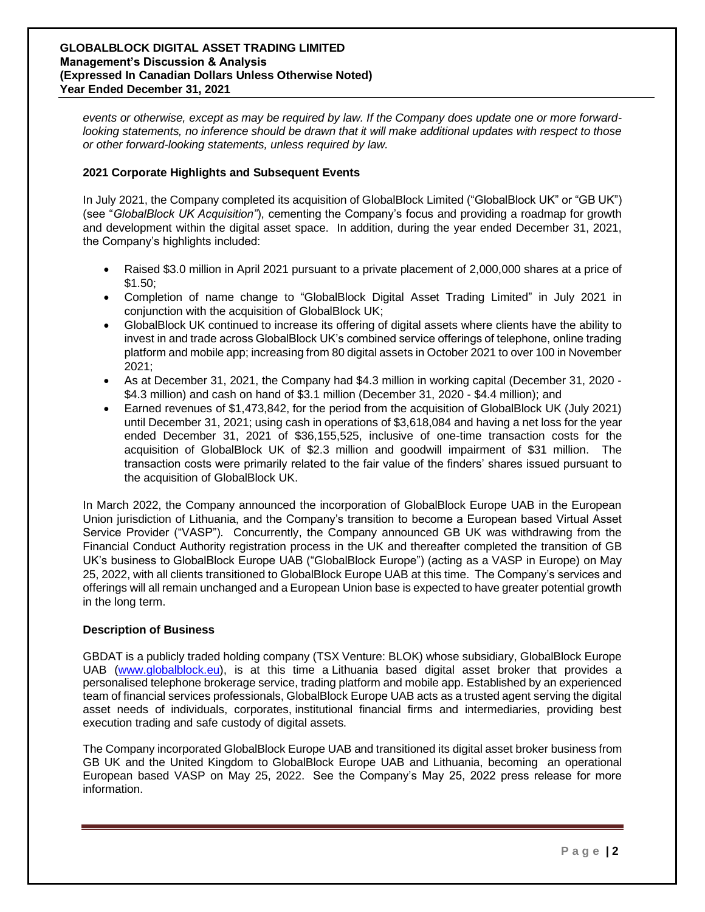*events or otherwise, except as may be required by law. If the Company does update one or more forward-looking statements, no inference should be drawn that it will make additional updates with respect to those or other forward-looking statements, unless required by law.*

**2021 Corporate Highlights and Subsequent Events**

In July 2021, the Company completed its acquisition of GlobalBlock Limited ("GlobalBlock UK" or "GB UK") (see "*GlobalBlock UK Acquisition"*), cementing the Company's focus and providing a roadmap for growth and development within the digital asset space. In addition, during the year ended December 31, 2021, the Company's highlights included:

- Raised $3.0 million in April 2021 pursuant to a private placement of 2,000,000 shares at a price of $1.50;
- Completion of name change to "GlobalBlock Digital Asset Trading Limited" in July 2021 in conjunction with the acquisition of GlobalBlock UK;
- GlobalBlock UK continued to increase its offering of digital assets where clients have the ability to invest in and trade across GlobalBlock UK's combined service offerings of telephone, online trading platform and mobile app; increasing from 80 digital assets in October 2021 to over 100 in November 2021;
- As at December 31, 2021, the Company had $4.3 million in working capital (December 31, 2020 - $4.3 million) and cash on hand of $3.1 million (December 31, 2020 - $4.4 million); and
- Earned revenues of $1,473,842, for the period from the acquisition of GlobalBlock UK (July 2021) until December 31, 2021; using cash in operations of $3,618,084 and having a net loss for the year ended December 31, 2021 of $36,155,525, inclusive of one-time transaction costs for the acquisition of GlobalBlock UK of $2.3 million and goodwill impairment of $31 million. The transaction costs were primarily related to the fair value of the finders' shares issued pursuant to the acquisition of GlobalBlock UK.

In March 2022, the Company announced the incorporation of GlobalBlock Europe UAB in the European Union jurisdiction of Lithuania, and the Company's transition to become a European based Virtual Asset Service Provider ("VASP"). Concurrently, the Company announced GB UK was withdrawing from the Financial Conduct Authority registration process in the UK and thereafter completed the transition of GB UK's business to GlobalBlock Europe UAB ("GlobalBlock Europe") (acting as a VASP in Europe) on May 25, 2022, with all clients transitioned to GlobalBlock Europe UAB at this time. The Company's services and offerings will all remain unchanged and a European Union base is expected to have greater potential growth in the long term.

**Description of Business**

GBDAT is a publicly traded holding company (TSX Venture: BLOK) whose subsidiary, GlobalBlock Europe UAB ([www.globalblock.eu](www.globalblock.eu)), is at this time a Lithuania based digital asset broker that provides a personalised telephone brokerage service, trading platform and mobile app. Established by an experienced team of financial services professionals, GlobalBlock Europe UAB acts as a trusted agent serving the digital asset needs of individuals, corporates, institutional financial firms and intermediaries, providing best execution trading and safe custody of digital assets.

The Company incorporated GlobalBlock Europe UAB and transitioned its digital asset broker business from GB UK and the United Kingdom to GlobalBlock Europe UAB and Lithuania, becoming an operational European based VASP on May 25, 2022. See the Company's May 25, 2022 press release for more information.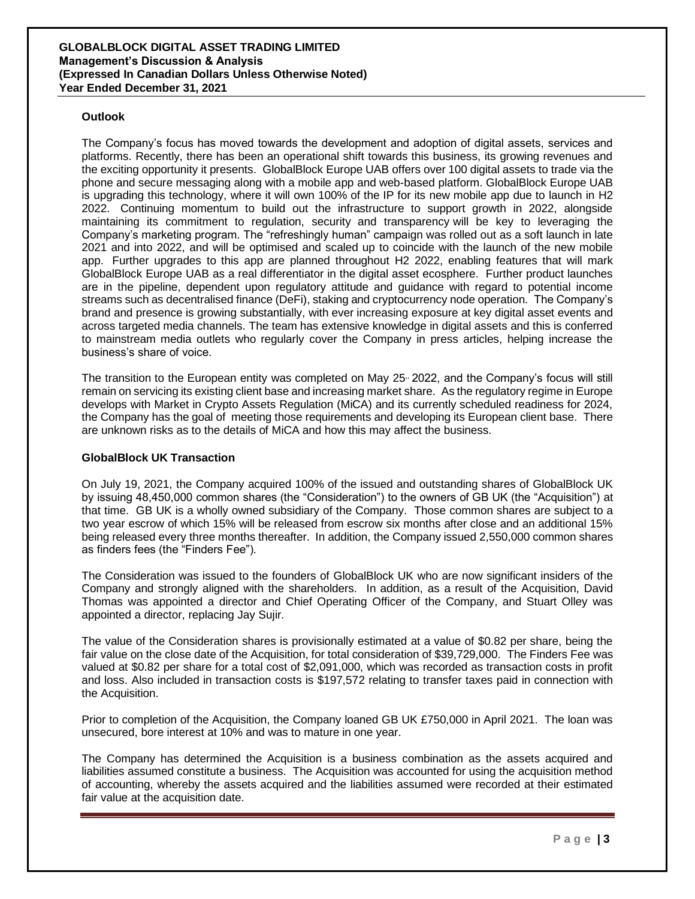### Outlook

The Company's focus has moved towards the development and adoption of digital assets, services and platforms. Recently, there has been an operational shift towards this business, its growing revenues and the exciting opportunity it presents. GlobalBlock Europe UAB offers over 100 digital assets to trade via the phone and secure messaging along with a mobile app and web-based platform. GlobalBlock Europe UAB is upgrading this technology, where it will own 100% of the IP for its new mobile app due to launch in H2 2022. Continuing momentum to build out the infrastructure to support growth in 2022, alongside maintaining its commitment to regulation, security and transparency will be key to leveraging the Company's marketing program. The "refreshingly human" campaign was rolled out as a soft launch in late 2021 and into 2022, and will be optimised and scaled up to coincide with the launch of the new mobile app. Further upgrades to this app are planned throughout H2 2022, enabling features that will mark GlobalBlock Europe UAB as a real differentiator in the digital asset ecosphere. Further product launches are in the pipeline, dependent upon regulatory attitude and guidance with regard to potential income streams such as decentralised finance (DeFi), staking and cryptocurrency node operation. The Company's brand and presence is growing substantially, with ever increasing exposure at key digital asset events and across targeted media channels. The team has extensive knowledge in digital assets and this is conferred to mainstream media outlets who regularly cover the Company in press articles, helping increase the business's share of voice.

The transition to the European entity was completed on May 25th 2022, and the Company's focus will still remain on servicing its existing client base and increasing market share. As the regulatory regime in Europe develops with Market in Crypto Assets Regulation (MiCA) and its currently scheduled readiness for 2024, the Company has the goal of meeting those requirements and developing its European client base. There are unknown risks as to the details of MiCA and how this may affect the business.

### GlobalBlock UK Transaction

On July 19, 2021, the Company acquired 100% of the issued and outstanding shares of GlobalBlock UK by issuing 48,450,000 common shares (the "Consideration") to the owners of GB UK (the "Acquisition") at that time. GB UK is a wholly owned subsidiary of the Company. Those common shares are subject to a two year escrow of which 15% will be released from escrow six months after close and an additional 15% being released every three months thereafter. In addition, the Company issued 2,550,000 common shares as finders fees (the "Finders Fee").

The Consideration was issued to the founders of GlobalBlock UK who are now significant insiders of the Company and strongly aligned with the shareholders. In addition, as a result of the Acquisition, David Thomas was appointed a director and Chief Operating Officer of the Company, and Stuart Olley was appointed a director, replacing Jay Sujir.

The value of the Consideration shares is provisionally estimated at a value of $0.82 per share, being the fair value on the close date of the Acquisition, for total consideration of $39,729,000. The Finders Fee was valued at $0.82 per share for a total cost of $2,091,000, which was recorded as transaction costs in profit and loss. Also included in transaction costs is $197,572 relating to transfer taxes paid in connection with the Acquisition.

Prior to completion of the Acquisition, the Company loaned GB UK £750,000 in April 2021. The loan was unsecured, bore interest at 10% and was to mature in one year.

The Company has determined the Acquisition is a business combination as the assets acquired and liabilities assumed constitute a business. The Acquisition was accounted for using the acquisition method of accounting, whereby the assets acquired and the liabilities assumed were recorded at their estimated fair value at the acquisition date.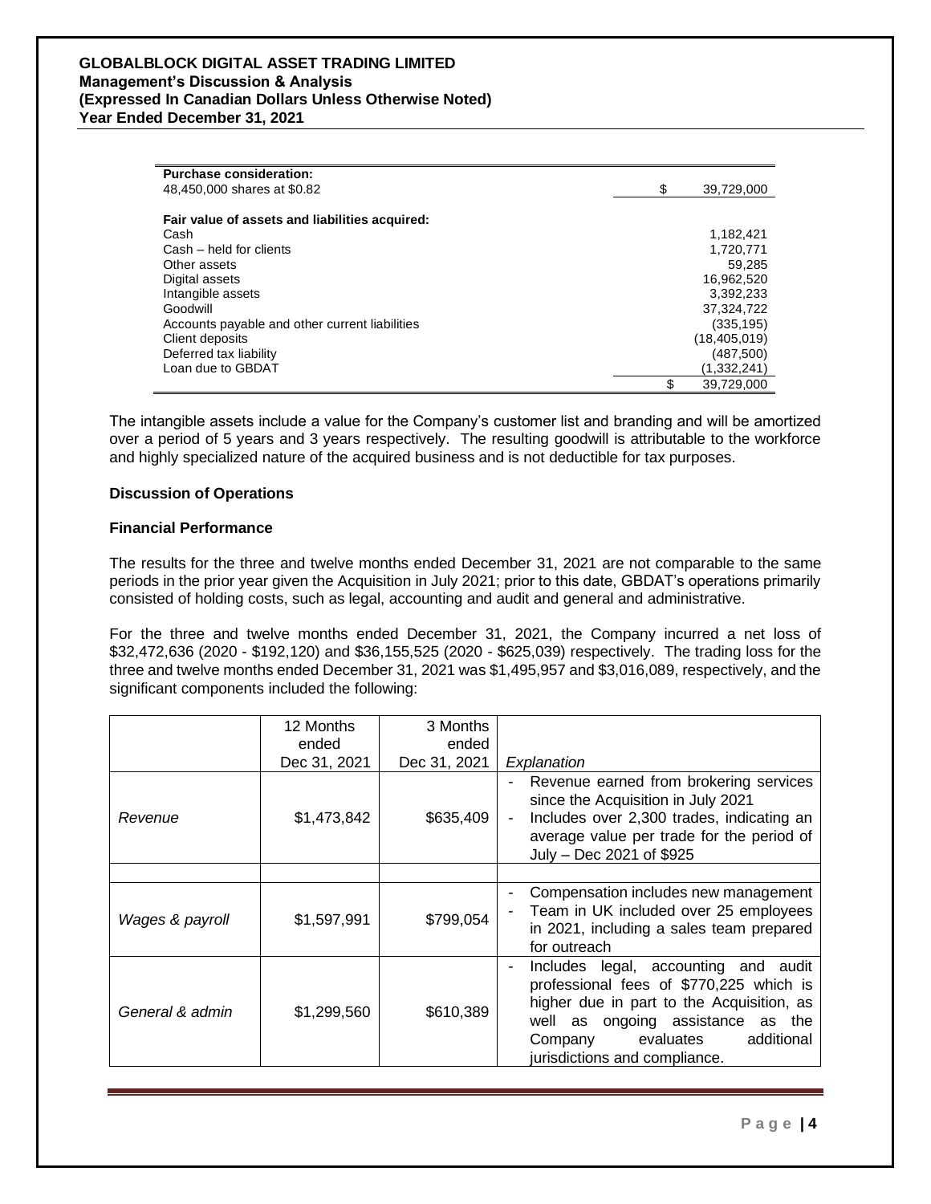| **Purchase consideration:** | |
|---|---|
| 48,450,000 shares at $0.82 | $ 39,729,000 |
| | |
| **Fair value of assets and liabilities acquired:** | |
| Cash | 1,182,421 |
| Cash – held for clients | 1,720,771 |
| Other assets | 59,285 |
| Digital assets | 16,962,520 |
| Intangible assets | 3,392,233 |
| Goodwill | 37,324,722 |
| Accounts payable and other current liabilities | (335,195) |
| Client deposits | (18,405,019) |
| Deferred tax liability | (487,500) |
| Loan due to GBDAT | (1,332,241) |
| | $ 39,729,000 |

The intangible assets include a value for the Company's customer list and branding and will be amortized over a period of 5 years and 3 years respectively. The resulting goodwill is attributable to the workforce and highly specialized nature of the acquired business and is not deductible for tax purposes.

**Discussion of Operations**

**Financial Performance**

The results for the three and twelve months ended December 31, 2021 are not comparable to the same periods in the prior year given the Acquisition in July 2021; prior to this date, GBDAT's operations primarily consisted of holding costs, such as legal, accounting and audit and general and administrative.

For the three and twelve months ended December 31, 2021, the Company incurred a net loss of $32,472,636 (2020 - $192,120) and $36,155,525 (2020 - $625,039) respectively. The trading loss for the three and twelve months ended December 31, 2021 was $1,495,957 and $3,016,089, respectively, and the significant components included the following:

| | 12 Months ended Dec 31, 2021 | 3 Months ended Dec 31, 2021 | *Explanation* |
|---|---|---|---|
| *Revenue* | $1,473,842 | $635,409 | - Revenue earned from brokering services since the Acquisition in July 2021<br>- Includes over 2,300 trades, indicating an average value per trade for the period of July – Dec 2021 of $925 |
| | | | |
| *Wages & payroll* | $1,597,991 | $799,054 | - Compensation includes new management<br>- Team in UK included over 25 employees in 2021, including a sales team prepared for outreach |
| *General & admin* | $1,299,560 | $610,389 | - Includes legal, accounting and audit professional fees of $770,225 which is higher due in part to the Acquisition, as well as ongoing assistance as the Company evaluates additional jurisdictions and compliance. |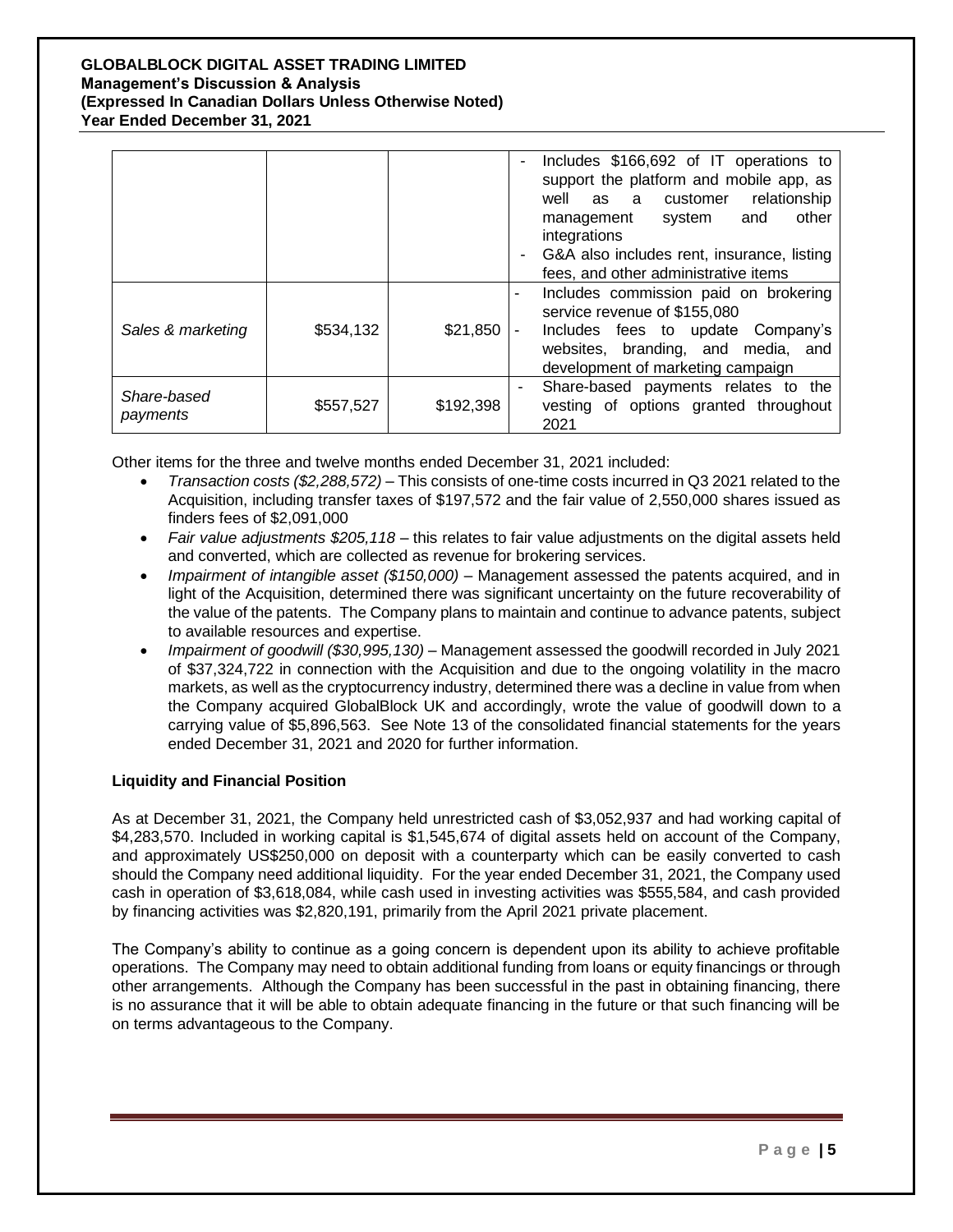| | | | |
|---|---|---|---|
| | | | - Includes \$166,692 of IT operations to support the platform and mobile app, as well as a customer relationship management system and other integrations<br>- G&A also includes rent, insurance, listing fees, and other administrative items |
| *Sales & marketing* | \$534,132 | \$21,850 | - Includes commission paid on brokering service revenue of \$155,080<br>- Includes fees to update Company's websites, branding, and media, and development of marketing campaign |
| *Share-based payments* | \$557,527 | \$192,398 | - Share-based payments relates to the vesting of options granted throughout 2021 |

Other items for the three and twelve months ended December 31, 2021 included:

- *Transaction costs (\$2,288,572)* – This consists of one-time costs incurred in Q3 2021 related to the Acquisition, including transfer taxes of \$197,572 and the fair value of 2,550,000 shares issued as finders fees of \$2,091,000
- *Fair value adjustments \$205,118* – this relates to fair value adjustments on the digital assets held and converted, which are collected as revenue for brokering services.
- *Impairment of intangible asset (\$150,000)* – Management assessed the patents acquired, and in light of the Acquisition, determined there was significant uncertainty on the future recoverability of the value of the patents. The Company plans to maintain and continue to advance patents, subject to available resources and expertise.
- *Impairment of goodwill (\$30,995,130)* – Management assessed the goodwill recorded in July 2021 of \$37,324,722 in connection with the Acquisition and due to the ongoing volatility in the macro markets, as well as the cryptocurrency industry, determined there was a decline in value from when the Company acquired GlobalBlock UK and accordingly, wrote the value of goodwill down to a carrying value of \$5,896,563. See Note 13 of the consolidated financial statements for the years ended December 31, 2021 and 2020 for further information.

**Liquidity and Financial Position**

As at December 31, 2021, the Company held unrestricted cash of \$3,052,937 and had working capital of \$4,283,570. Included in working capital is \$1,545,674 of digital assets held on account of the Company, and approximately US\$250,000 on deposit with a counterparty which can be easily converted to cash should the Company need additional liquidity. For the year ended December 31, 2021, the Company used cash in operation of \$3,618,084, while cash used in investing activities was \$555,584, and cash provided by financing activities was \$2,820,191, primarily from the April 2021 private placement.

The Company's ability to continue as a going concern is dependent upon its ability to achieve profitable operations. The Company may need to obtain additional funding from loans or equity financings or through other arrangements. Although the Company has been successful in the past in obtaining financing, there is no assurance that it will be able to obtain adequate financing in the future or that such financing will be on terms advantageous to the Company.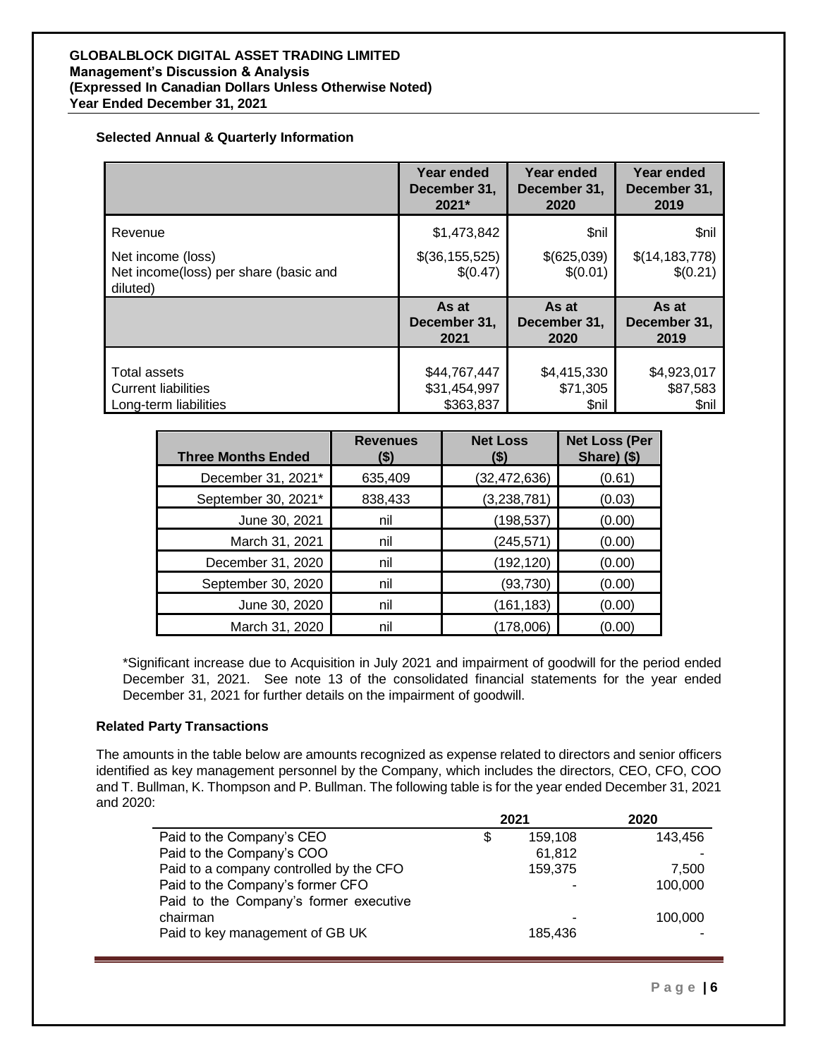### Selected Annual & Quarterly Information

| | Year ended December 31, 2021* | Year ended December 31, 2020 | Year ended December 31, 2019 |
|---|---|---|---|
| Revenue | $1,473,842 | $nil | $nil |
| Net income (loss) | $(36,155,525) | $(625,039) | $(14,183,778) |
| Net income(loss) per share (basic and diluted) | $(0.47) | $(0.01) | $(0.21) |
| | **As at December 31, 2021** | **As at December 31, 2020** | **As at December 31, 2019** |
| Total assets | $44,767,447 | $4,415,330 | $4,923,017 |
| Current liabilities | $31,454,997 | $71,305 | $87,583 |
| Long-term liabilities | $363,837 | $nil | $nil |

| Three Months Ended | Revenues ($) | Net Loss ($) | Net Loss (Per Share) ($) |
|---|---|---|---|
| December 31, 2021* | 635,409 | (32,472,636) | (0.61) |
| September 30, 2021* | 838,433 | (3,238,781) | (0.03) |
| June 30, 2021 | nil | (198,537) | (0.00) |
| March 31, 2021 | nil | (245,571) | (0.00) |
| December 31, 2020 | nil | (192,120) | (0.00) |
| September 30, 2020 | nil | (93,730) | (0.00) |
| June 30, 2020 | nil | (161,183) | (0.00) |
| March 31, 2020 | nil | (178,006) | (0.00) |

*Significant increase due to Acquisition in July 2021 and impairment of goodwill for the period ended December 31, 2021. See note 13 of the consolidated financial statements for the year ended December 31, 2021 for further details on the impairment of goodwill.

### Related Party Transactions

The amounts in the table below are amounts recognized as expense related to directors and senior officers identified as key management personnel by the Company, which includes the directors, CEO, CFO, COO and T. Bullman, K. Thompson and P. Bullman. The following table is for the year ended December 31, 2021 and 2020:

| | 2021 | 2020 |
|---|---|---|
| Paid to the Company's CEO | $ 159,108 | 143,456 |
| Paid to the Company's COO | 61,812 | - |
| Paid to a company controlled by the CFO | 159,375 | 7,500 |
| Paid to the Company's former CFO | - | 100,000 |
| Paid to the Company's former executive chairman | - | 100,000 |
| Paid to key management of GB UK | 185,436 | - |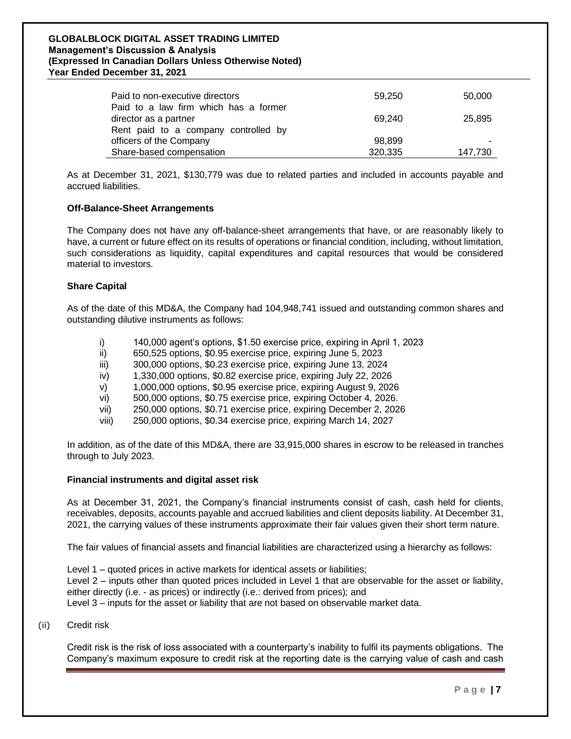| | | |
|---|---|---|
| Paid to non-executive directors | 59,250 | 50,000 |
| Paid to a law firm which has a former director as a partner | 69,240 | 25,895 |
| Rent paid to a company controlled by officers of the Company | 98,899 | - |
| Share-based compensation | 320,335 | 147,730 |

As at December 31, 2021, $130,779 was due to related parties and included in accounts payable and accrued liabilities.

**Off-Balance-Sheet Arrangements**

The Company does not have any off-balance-sheet arrangements that have, or are reasonably likely to have, a current or future effect on its results of operations or financial condition, including, without limitation, such considerations as liquidity, capital expenditures and capital resources that would be considered material to investors.

**Share Capital**

As of the date of this MD&A, the Company had 104,948,741 issued and outstanding common shares and outstanding dilutive instruments as follows:

- i) 140,000 agent's options, $1.50 exercise price, expiring in April 1, 2023
- ii) 650,525 options, $0.95 exercise price, expiring June 5, 2023
- iii) 300,000 options, $0.23 exercise price, expiring June 13, 2024
- iv) 1,330,000 options, $0.82 exercise price, expiring July 22, 2026
- v) 1,000,000 options, $0.95 exercise price, expiring August 9, 2026
- vi) 500,000 options, $0.75 exercise price, expiring October 4, 2026.
- vii) 250,000 options, $0.71 exercise price, expiring December 2, 2026
- viii) 250,000 options, $0.34 exercise price, expiring March 14, 2027

In addition, as of the date of this MD&A, there are 33,915,000 shares in escrow to be released in tranches through to July 2023.

**Financial instruments and digital asset risk**

As at December 31, 2021, the Company's financial instruments consist of cash, cash held for clients, receivables, deposits, accounts payable and accrued liabilities and client deposits liability. At December 31, 2021, the carrying values of these instruments approximate their fair values given their short term nature.

The fair values of financial assets and financial liabilities are characterized using a hierarchy as follows:

Level 1 – quoted prices in active markets for identical assets or liabilities;
Level 2 – inputs other than quoted prices included in Level 1 that are observable for the asset or liability, either directly (i.e. - as prices) or indirectly (i.e.: derived from prices); and
Level 3 – inputs for the asset or liability that are not based on observable market data.

(ii) Credit risk

Credit risk is the risk of loss associated with a counterparty's inability to fulfil its payments obligations. The Company's maximum exposure to credit risk at the reporting date is the carrying value of cash and cash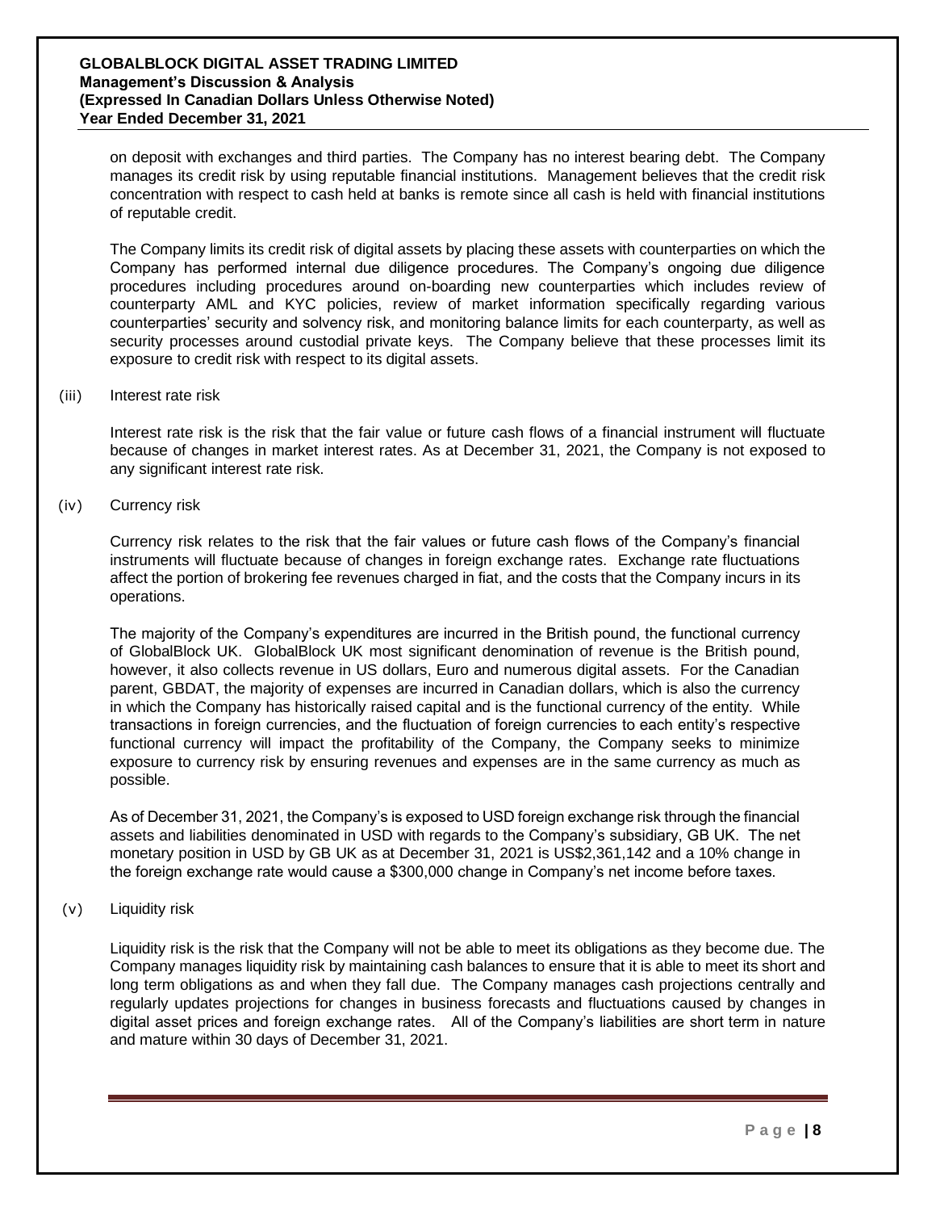on deposit with exchanges and third parties. The Company has no interest bearing debt. The Company manages its credit risk by using reputable financial institutions. Management believes that the credit risk concentration with respect to cash held at banks is remote since all cash is held with financial institutions of reputable credit.

The Company limits its credit risk of digital assets by placing these assets with counterparties on which the Company has performed internal due diligence procedures. The Company's ongoing due diligence procedures including procedures around on-boarding new counterparties which includes review of counterparty AML and KYC policies, review of market information specifically regarding various counterparties' security and solvency risk, and monitoring balance limits for each counterparty, as well as security processes around custodial private keys. The Company believe that these processes limit its exposure to credit risk with respect to its digital assets.

(iii) Interest rate risk

Interest rate risk is the risk that the fair value or future cash flows of a financial instrument will fluctuate because of changes in market interest rates. As at December 31, 2021, the Company is not exposed to any significant interest rate risk.

(iv) Currency risk

Currency risk relates to the risk that the fair values or future cash flows of the Company's financial instruments will fluctuate because of changes in foreign exchange rates. Exchange rate fluctuations affect the portion of brokering fee revenues charged in fiat, and the costs that the Company incurs in its operations.

The majority of the Company's expenditures are incurred in the British pound, the functional currency of GlobalBlock UK. GlobalBlock UK most significant denomination of revenue is the British pound, however, it also collects revenue in US dollars, Euro and numerous digital assets. For the Canadian parent, GBDAT, the majority of expenses are incurred in Canadian dollars, which is also the currency in which the Company has historically raised capital and is the functional currency of the entity. While transactions in foreign currencies, and the fluctuation of foreign currencies to each entity's respective functional currency will impact the profitability of the Company, the Company seeks to minimize exposure to currency risk by ensuring revenues and expenses are in the same currency as much as possible.

As of December 31, 2021, the Company's is exposed to USD foreign exchange risk through the financial assets and liabilities denominated in USD with regards to the Company's subsidiary, GB UK. The net monetary position in USD by GB UK as at December 31, 2021 is US$2,361,142 and a 10% change in the foreign exchange rate would cause a $300,000 change in Company's net income before taxes.

(v) Liquidity risk

Liquidity risk is the risk that the Company will not be able to meet its obligations as they become due. The Company manages liquidity risk by maintaining cash balances to ensure that it is able to meet its short and long term obligations as and when they fall due. The Company manages cash projections centrally and regularly updates projections for changes in business forecasts and fluctuations caused by changes in digital asset prices and foreign exchange rates. All of the Company's liabilities are short term in nature and mature within 30 days of December 31, 2021.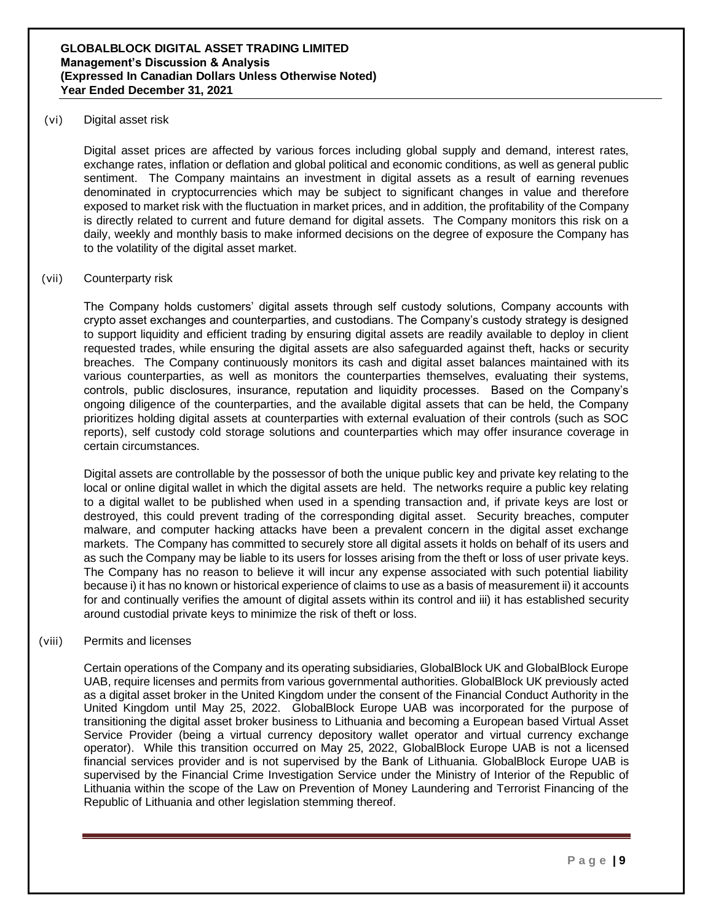(vi) Digital asset risk

Digital asset prices are affected by various forces including global supply and demand, interest rates, exchange rates, inflation or deflation and global political and economic conditions, as well as general public sentiment. The Company maintains an investment in digital assets as a result of earning revenues denominated in cryptocurrencies which may be subject to significant changes in value and therefore exposed to market risk with the fluctuation in market prices, and in addition, the profitability of the Company is directly related to current and future demand for digital assets. The Company monitors this risk on a daily, weekly and monthly basis to make informed decisions on the degree of exposure the Company has to the volatility of the digital asset market.

(vii) Counterparty risk

The Company holds customers' digital assets through self custody solutions, Company accounts with crypto asset exchanges and counterparties, and custodians. The Company's custody strategy is designed to support liquidity and efficient trading by ensuring digital assets are readily available to deploy in client requested trades, while ensuring the digital assets are also safeguarded against theft, hacks or security breaches. The Company continuously monitors its cash and digital asset balances maintained with its various counterparties, as well as monitors the counterparties themselves, evaluating their systems, controls, public disclosures, insurance, reputation and liquidity processes. Based on the Company's ongoing diligence of the counterparties, and the available digital assets that can be held, the Company prioritizes holding digital assets at counterparties with external evaluation of their controls (such as SOC reports), self custody cold storage solutions and counterparties which may offer insurance coverage in certain circumstances.

Digital assets are controllable by the possessor of both the unique public key and private key relating to the local or online digital wallet in which the digital assets are held. The networks require a public key relating to a digital wallet to be published when used in a spending transaction and, if private keys are lost or destroyed, this could prevent trading of the corresponding digital asset. Security breaches, computer malware, and computer hacking attacks have been a prevalent concern in the digital asset exchange markets. The Company has committed to securely store all digital assets it holds on behalf of its users and as such the Company may be liable to its users for losses arising from the theft or loss of user private keys. The Company has no reason to believe it will incur any expense associated with such potential liability because i) it has no known or historical experience of claims to use as a basis of measurement ii) it accounts for and continually verifies the amount of digital assets within its control and iii) it has established security around custodial private keys to minimize the risk of theft or loss.

(viii) Permits and licenses

Certain operations of the Company and its operating subsidiaries, GlobalBlock UK and GlobalBlock Europe UAB, require licenses and permits from various governmental authorities. GlobalBlock UK previously acted as a digital asset broker in the United Kingdom under the consent of the Financial Conduct Authority in the United Kingdom until May 25, 2022. GlobalBlock Europe UAB was incorporated for the purpose of transitioning the digital asset broker business to Lithuania and becoming a European based Virtual Asset Service Provider (being a virtual currency depository wallet operator and virtual currency exchange operator). While this transition occurred on May 25, 2022, GlobalBlock Europe UAB is not a licensed financial services provider and is not supervised by the Bank of Lithuania. GlobalBlock Europe UAB is supervised by the Financial Crime Investigation Service under the Ministry of Interior of the Republic of Lithuania within the scope of the Law on Prevention of Money Laundering and Terrorist Financing of the Republic of Lithuania and other legislation stemming thereof.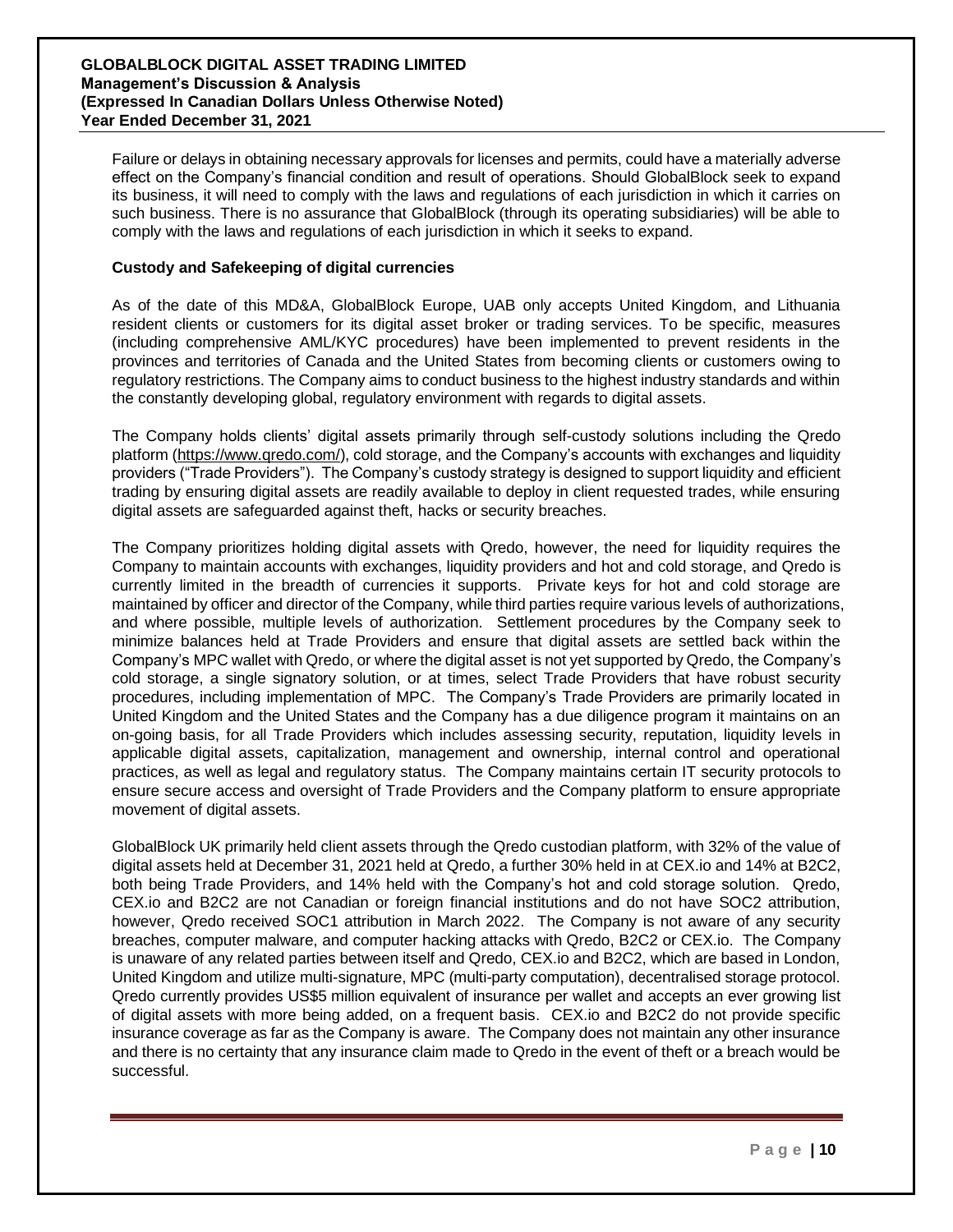Failure or delays in obtaining necessary approvals for licenses and permits, could have a materially adverse effect on the Company's financial condition and result of operations. Should GlobalBlock seek to expand its business, it will need to comply with the laws and regulations of each jurisdiction in which it carries on such business. There is no assurance that GlobalBlock (through its operating subsidiaries) will be able to comply with the laws and regulations of each jurisdiction in which it seeks to expand.

**Custody and Safekeeping of digital currencies**

As of the date of this MD&A, GlobalBlock Europe, UAB only accepts United Kingdom, and Lithuania resident clients or customers for its digital asset broker or trading services. To be specific, measures (including comprehensive AML/KYC procedures) have been implemented to prevent residents in the provinces and territories of Canada and the United States from becoming clients or customers owing to regulatory restrictions. The Company aims to conduct business to the highest industry standards and within the constantly developing global, regulatory environment with regards to digital assets.

The Company holds clients' digital assets primarily through self-custody solutions including the Qredo platform (https://www.qredo.com/), cold storage, and the Company's accounts with exchanges and liquidity providers ("Trade Providers"). The Company's custody strategy is designed to support liquidity and efficient trading by ensuring digital assets are readily available to deploy in client requested trades, while ensuring digital assets are safeguarded against theft, hacks or security breaches.

The Company prioritizes holding digital assets with Qredo, however, the need for liquidity requires the Company to maintain accounts with exchanges, liquidity providers and hot and cold storage, and Qredo is currently limited in the breadth of currencies it supports. Private keys for hot and cold storage are maintained by officer and director of the Company, while third parties require various levels of authorizations, and where possible, multiple levels of authorization. Settlement procedures by the Company seek to minimize balances held at Trade Providers and ensure that digital assets are settled back within the Company's MPC wallet with Qredo, or where the digital asset is not yet supported by Qredo, the Company's cold storage, a single signatory solution, or at times, select Trade Providers that have robust security procedures, including implementation of MPC. The Company's Trade Providers are primarily located in United Kingdom and the United States and the Company has a due diligence program it maintains on an on-going basis, for all Trade Providers which includes assessing security, reputation, liquidity levels in applicable digital assets, capitalization, management and ownership, internal control and operational practices, as well as legal and regulatory status. The Company maintains certain IT security protocols to ensure secure access and oversight of Trade Providers and the Company platform to ensure appropriate movement of digital assets.

GlobalBlock UK primarily held client assets through the Qredo custodian platform, with 32% of the value of digital assets held at December 31, 2021 held at Qredo, a further 30% held in at CEX.io and 14% at B2C2, both being Trade Providers, and 14% held with the Company's hot and cold storage solution. Qredo, CEX.io and B2C2 are not Canadian or foreign financial institutions and do not have SOC2 attribution, however, Qredo received SOC1 attribution in March 2022. The Company is not aware of any security breaches, computer malware, and computer hacking attacks with Qredo, B2C2 or CEX.io. The Company is unaware of any related parties between itself and Qredo, CEX.io and B2C2, which are based in London, United Kingdom and utilize multi-signature, MPC (multi-party computation), decentralised storage protocol. Qredo currently provides US$5 million equivalent of insurance per wallet and accepts an ever growing list of digital assets with more being added, on a frequent basis. CEX.io and B2C2 do not provide specific insurance coverage as far as the Company is aware. The Company does not maintain any other insurance and there is no certainty that any insurance claim made to Qredo in the event of theft or a breach would be successful.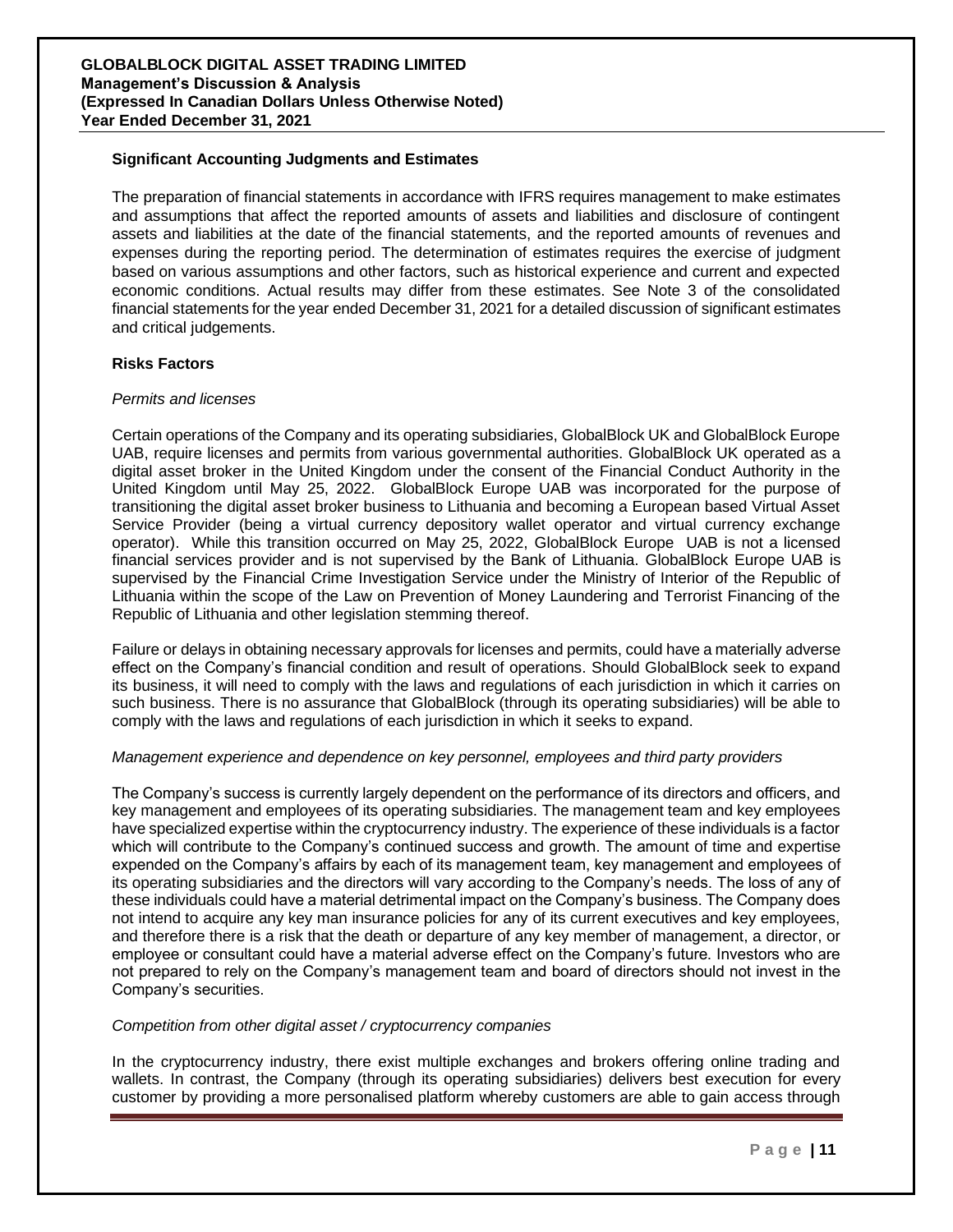## Significant Accounting Judgments and Estimates

The preparation of financial statements in accordance with IFRS requires management to make estimates and assumptions that affect the reported amounts of assets and liabilities and disclosure of contingent assets and liabilities at the date of the financial statements, and the reported amounts of revenues and expenses during the reporting period. The determination of estimates requires the exercise of judgment based on various assumptions and other factors, such as historical experience and current and expected economic conditions. Actual results may differ from these estimates. See Note 3 of the consolidated financial statements for the year ended December 31, 2021 for a detailed discussion of significant estimates and critical judgements.

## Risks Factors

*Permits and licenses*

Certain operations of the Company and its operating subsidiaries, GlobalBlock UK and GlobalBlock Europe UAB, require licenses and permits from various governmental authorities. GlobalBlock UK operated as a digital asset broker in the United Kingdom under the consent of the Financial Conduct Authority in the United Kingdom until May 25, 2022. GlobalBlock Europe UAB was incorporated for the purpose of transitioning the digital asset broker business to Lithuania and becoming a European based Virtual Asset Service Provider (being a virtual currency depository wallet operator and virtual currency exchange operator). While this transition occurred on May 25, 2022, GlobalBlock Europe UAB is not a licensed financial services provider and is not supervised by the Bank of Lithuania. GlobalBlock Europe UAB is supervised by the Financial Crime Investigation Service under the Ministry of Interior of the Republic of Lithuania within the scope of the Law on Prevention of Money Laundering and Terrorist Financing of the Republic of Lithuania and other legislation stemming thereof.

Failure or delays in obtaining necessary approvals for licenses and permits, could have a materially adverse effect on the Company's financial condition and result of operations. Should GlobalBlock seek to expand its business, it will need to comply with the laws and regulations of each jurisdiction in which it carries on such business. There is no assurance that GlobalBlock (through its operating subsidiaries) will be able to comply with the laws and regulations of each jurisdiction in which it seeks to expand.

*Management experience and dependence on key personnel, employees and third party providers*

The Company's success is currently largely dependent on the performance of its directors and officers, and key management and employees of its operating subsidiaries. The management team and key employees have specialized expertise within the cryptocurrency industry. The experience of these individuals is a factor which will contribute to the Company's continued success and growth. The amount of time and expertise expended on the Company's affairs by each of its management team, key management and employees of its operating subsidiaries and the directors will vary according to the Company's needs. The loss of any of these individuals could have a material detrimental impact on the Company's business. The Company does not intend to acquire any key man insurance policies for any of its current executives and key employees, and therefore there is a risk that the death or departure of any key member of management, a director, or employee or consultant could have a material adverse effect on the Company's future. Investors who are not prepared to rely on the Company's management team and board of directors should not invest in the Company's securities.

*Competition from other digital asset / cryptocurrency companies*

In the cryptocurrency industry, there exist multiple exchanges and brokers offering online trading and wallets. In contrast, the Company (through its operating subsidiaries) delivers best execution for every customer by providing a more personalised platform whereby customers are able to gain access through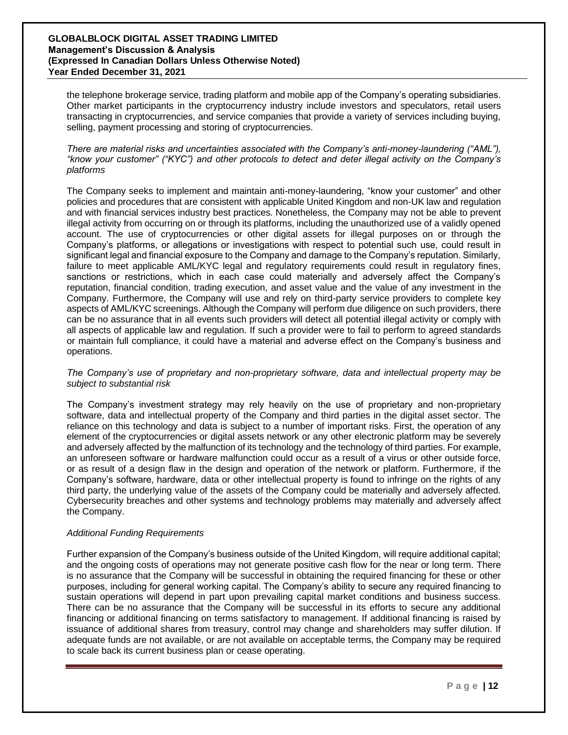the telephone brokerage service, trading platform and mobile app of the Company's operating subsidiaries. Other market participants in the cryptocurrency industry include investors and speculators, retail users transacting in cryptocurrencies, and service companies that provide a variety of services including buying, selling, payment processing and storing of cryptocurrencies.

*There are material risks and uncertainties associated with the Company's anti-money-laundering ("AML"), "know your customer" ("KYC") and other protocols to detect and deter illegal activity on the Company's platforms*

The Company seeks to implement and maintain anti-money-laundering, "know your customer" and other policies and procedures that are consistent with applicable United Kingdom and non-UK law and regulation and with financial services industry best practices. Nonetheless, the Company may not be able to prevent illegal activity from occurring on or through its platforms, including the unauthorized use of a validly opened account. The use of cryptocurrencies or other digital assets for illegal purposes on or through the Company's platforms, or allegations or investigations with respect to potential such use, could result in significant legal and financial exposure to the Company and damage to the Company's reputation. Similarly, failure to meet applicable AML/KYC legal and regulatory requirements could result in regulatory fines, sanctions or restrictions, which in each case could materially and adversely affect the Company's reputation, financial condition, trading execution, and asset value and the value of any investment in the Company. Furthermore, the Company will use and rely on third-party service providers to complete key aspects of AML/KYC screenings. Although the Company will perform due diligence on such providers, there can be no assurance that in all events such providers will detect all potential illegal activity or comply with all aspects of applicable law and regulation. If such a provider were to fail to perform to agreed standards or maintain full compliance, it could have a material and adverse effect on the Company's business and operations.

*The Company's use of proprietary and non-proprietary software, data and intellectual property may be subject to substantial risk*

The Company's investment strategy may rely heavily on the use of proprietary and non-proprietary software, data and intellectual property of the Company and third parties in the digital asset sector. The reliance on this technology and data is subject to a number of important risks. First, the operation of any element of the cryptocurrencies or digital assets network or any other electronic platform may be severely and adversely affected by the malfunction of its technology and the technology of third parties. For example, an unforeseen software or hardware malfunction could occur as a result of a virus or other outside force, or as result of a design flaw in the design and operation of the network or platform. Furthermore, if the Company's software, hardware, data or other intellectual property is found to infringe on the rights of any third party, the underlying value of the assets of the Company could be materially and adversely affected. Cybersecurity breaches and other systems and technology problems may materially and adversely affect the Company.

*Additional Funding Requirements*

Further expansion of the Company's business outside of the United Kingdom, will require additional capital; and the ongoing costs of operations may not generate positive cash flow for the near or long term. There is no assurance that the Company will be successful in obtaining the required financing for these or other purposes, including for general working capital. The Company's ability to secure any required financing to sustain operations will depend in part upon prevailing capital market conditions and business success. There can be no assurance that the Company will be successful in its efforts to secure any additional financing or additional financing on terms satisfactory to management. If additional financing is raised by issuance of additional shares from treasury, control may change and shareholders may suffer dilution. If adequate funds are not available, or are not available on acceptable terms, the Company may be required to scale back its current business plan or cease operating.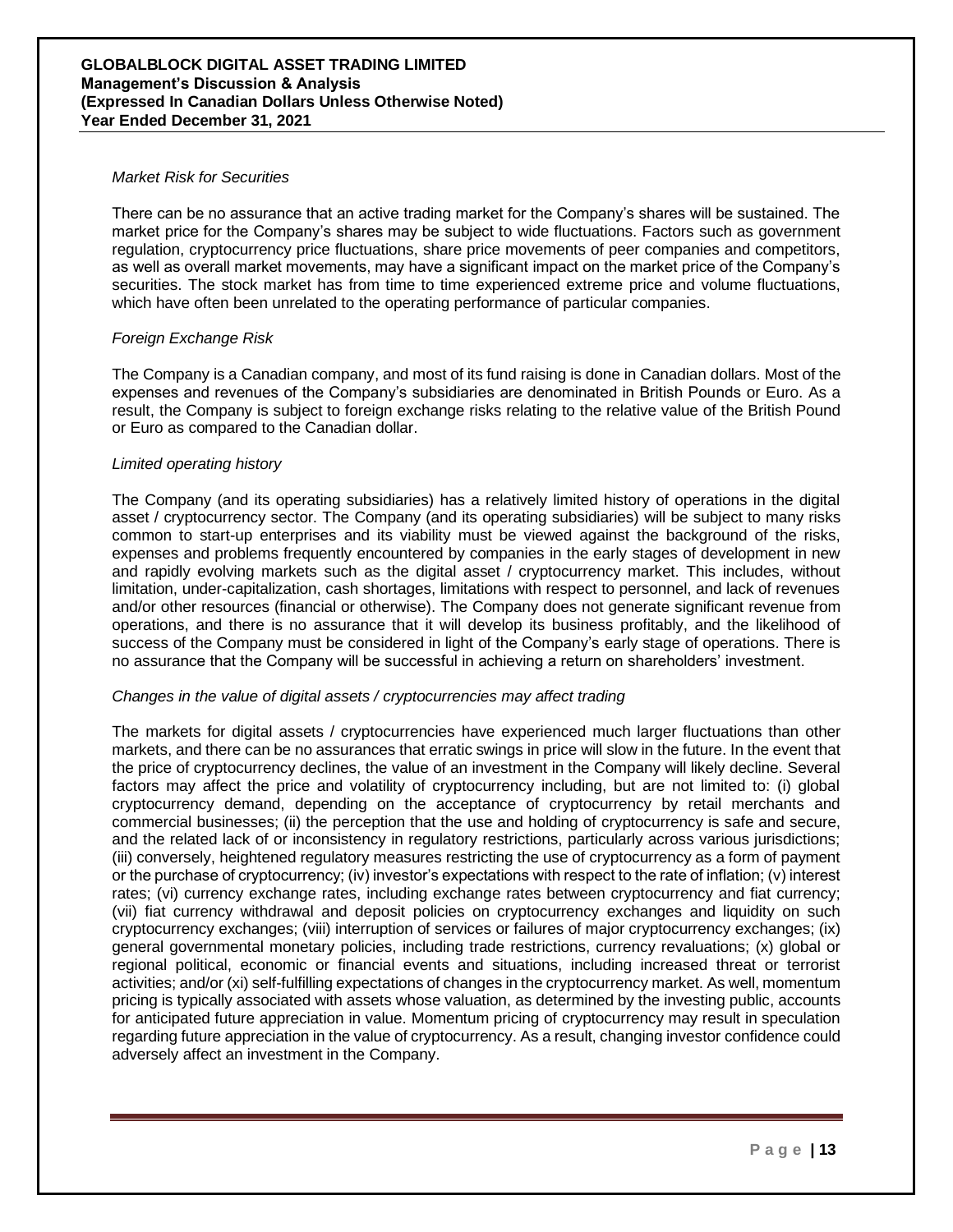*Market Risk for Securities*

There can be no assurance that an active trading market for the Company's shares will be sustained. The market price for the Company's shares may be subject to wide fluctuations. Factors such as government regulation, cryptocurrency price fluctuations, share price movements of peer companies and competitors, as well as overall market movements, may have a significant impact on the market price of the Company's securities. The stock market has from time to time experienced extreme price and volume fluctuations, which have often been unrelated to the operating performance of particular companies.

*Foreign Exchange Risk*

The Company is a Canadian company, and most of its fund raising is done in Canadian dollars. Most of the expenses and revenues of the Company's subsidiaries are denominated in British Pounds or Euro. As a result, the Company is subject to foreign exchange risks relating to the relative value of the British Pound or Euro as compared to the Canadian dollar.

*Limited operating history*

The Company (and its operating subsidiaries) has a relatively limited history of operations in the digital asset / cryptocurrency sector. The Company (and its operating subsidiaries) will be subject to many risks common to start-up enterprises and its viability must be viewed against the background of the risks, expenses and problems frequently encountered by companies in the early stages of development in new and rapidly evolving markets such as the digital asset / cryptocurrency market. This includes, without limitation, under-capitalization, cash shortages, limitations with respect to personnel, and lack of revenues and/or other resources (financial or otherwise). The Company does not generate significant revenue from operations, and there is no assurance that it will develop its business profitably, and the likelihood of success of the Company must be considered in light of the Company's early stage of operations. There is no assurance that the Company will be successful in achieving a return on shareholders' investment.

*Changes in the value of digital assets / cryptocurrencies may affect trading*

The markets for digital assets / cryptocurrencies have experienced much larger fluctuations than other markets, and there can be no assurances that erratic swings in price will slow in the future. In the event that the price of cryptocurrency declines, the value of an investment in the Company will likely decline. Several factors may affect the price and volatility of cryptocurrency including, but are not limited to: (i) global cryptocurrency demand, depending on the acceptance of cryptocurrency by retail merchants and commercial businesses; (ii) the perception that the use and holding of cryptocurrency is safe and secure, and the related lack of or inconsistency in regulatory restrictions, particularly across various jurisdictions; (iii) conversely, heightened regulatory measures restricting the use of cryptocurrency as a form of payment or the purchase of cryptocurrency; (iv) investor's expectations with respect to the rate of inflation; (v) interest rates; (vi) currency exchange rates, including exchange rates between cryptocurrency and fiat currency; (vii) fiat currency withdrawal and deposit policies on cryptocurrency exchanges and liquidity on such cryptocurrency exchanges; (viii) interruption of services or failures of major cryptocurrency exchanges; (ix) general governmental monetary policies, including trade restrictions, currency revaluations; (x) global or regional political, economic or financial events and situations, including increased threat or terrorist activities; and/or (xi) self-fulfilling expectations of changes in the cryptocurrency market. As well, momentum pricing is typically associated with assets whose valuation, as determined by the investing public, accounts for anticipated future appreciation in value. Momentum pricing of cryptocurrency may result in speculation regarding future appreciation in the value of cryptocurrency. As a result, changing investor confidence could adversely affect an investment in the Company.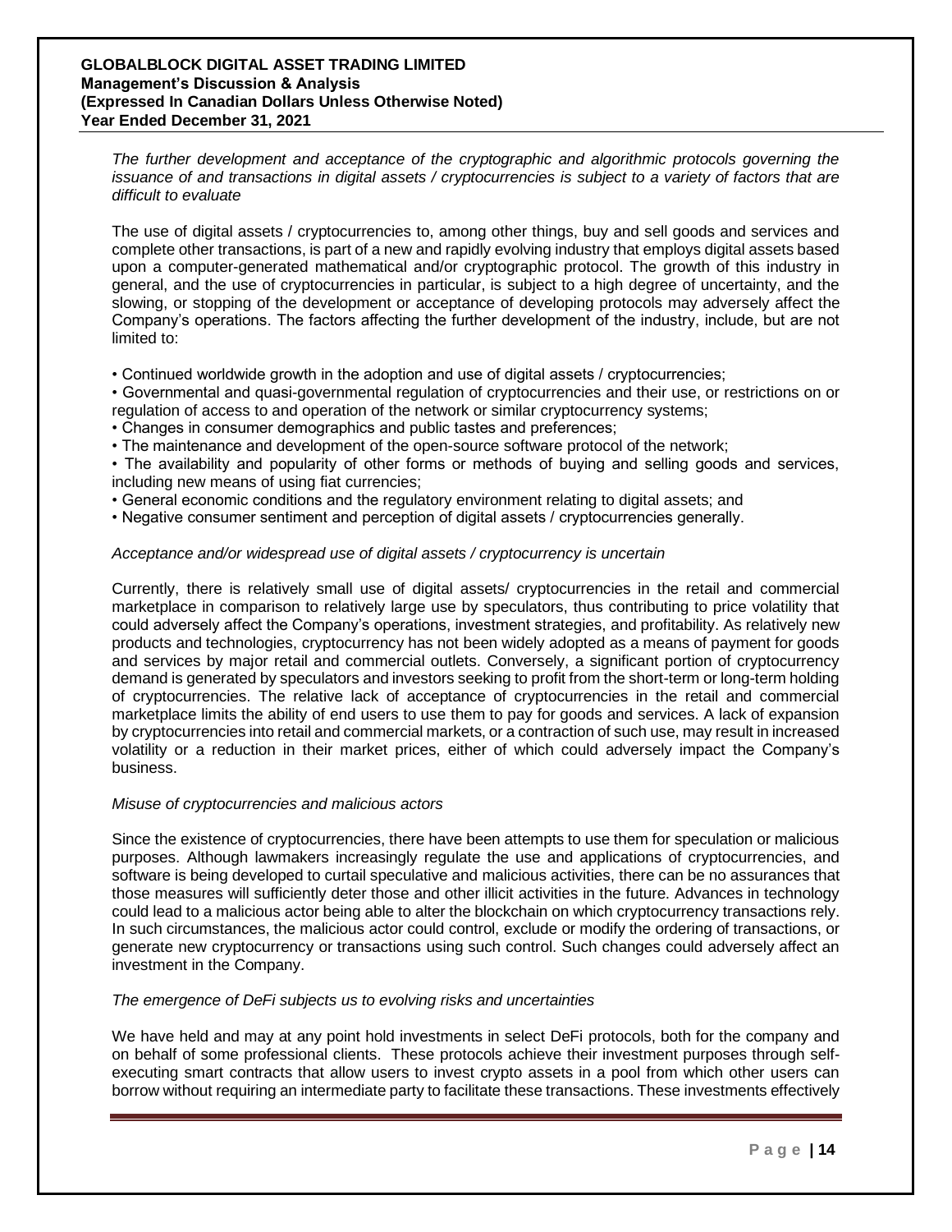*The further development and acceptance of the cryptographic and algorithmic protocols governing the issuance of and transactions in digital assets / cryptocurrencies is subject to a variety of factors that are difficult to evaluate*

The use of digital assets / cryptocurrencies to, among other things, buy and sell goods and services and complete other transactions, is part of a new and rapidly evolving industry that employs digital assets based upon a computer-generated mathematical and/or cryptographic protocol. The growth of this industry in general, and the use of cryptocurrencies in particular, is subject to a high degree of uncertainty, and the slowing, or stopping of the development or acceptance of developing protocols may adversely affect the Company's operations. The factors affecting the further development of the industry, include, but are not limited to:

- Continued worldwide growth in the adoption and use of digital assets / cryptocurrencies;
- Governmental and quasi-governmental regulation of cryptocurrencies and their use, or restrictions on or regulation of access to and operation of the network or similar cryptocurrency systems;
- Changes in consumer demographics and public tastes and preferences;
- The maintenance and development of the open-source software protocol of the network;
- The availability and popularity of other forms or methods of buying and selling goods and services, including new means of using fiat currencies;
- General economic conditions and the regulatory environment relating to digital assets; and
- Negative consumer sentiment and perception of digital assets / cryptocurrencies generally.

*Acceptance and/or widespread use of digital assets / cryptocurrency is uncertain*

Currently, there is relatively small use of digital assets/ cryptocurrencies in the retail and commercial marketplace in comparison to relatively large use by speculators, thus contributing to price volatility that could adversely affect the Company's operations, investment strategies, and profitability. As relatively new products and technologies, cryptocurrency has not been widely adopted as a means of payment for goods and services by major retail and commercial outlets. Conversely, a significant portion of cryptocurrency demand is generated by speculators and investors seeking to profit from the short-term or long-term holding of cryptocurrencies. The relative lack of acceptance of cryptocurrencies in the retail and commercial marketplace limits the ability of end users to use them to pay for goods and services. A lack of expansion by cryptocurrencies into retail and commercial markets, or a contraction of such use, may result in increased volatility or a reduction in their market prices, either of which could adversely impact the Company's business.

*Misuse of cryptocurrencies and malicious actors*

Since the existence of cryptocurrencies, there have been attempts to use them for speculation or malicious purposes. Although lawmakers increasingly regulate the use and applications of cryptocurrencies, and software is being developed to curtail speculative and malicious activities, there can be no assurances that those measures will sufficiently deter those and other illicit activities in the future. Advances in technology could lead to a malicious actor being able to alter the blockchain on which cryptocurrency transactions rely. In such circumstances, the malicious actor could control, exclude or modify the ordering of transactions, or generate new cryptocurrency or transactions using such control. Such changes could adversely affect an investment in the Company.

*The emergence of DeFi subjects us to evolving risks and uncertainties*

We have held and may at any point hold investments in select DeFi protocols, both for the company and on behalf of some professional clients. These protocols achieve their investment purposes through self-executing smart contracts that allow users to invest crypto assets in a pool from which other users can borrow without requiring an intermediate party to facilitate these transactions. These investments effectively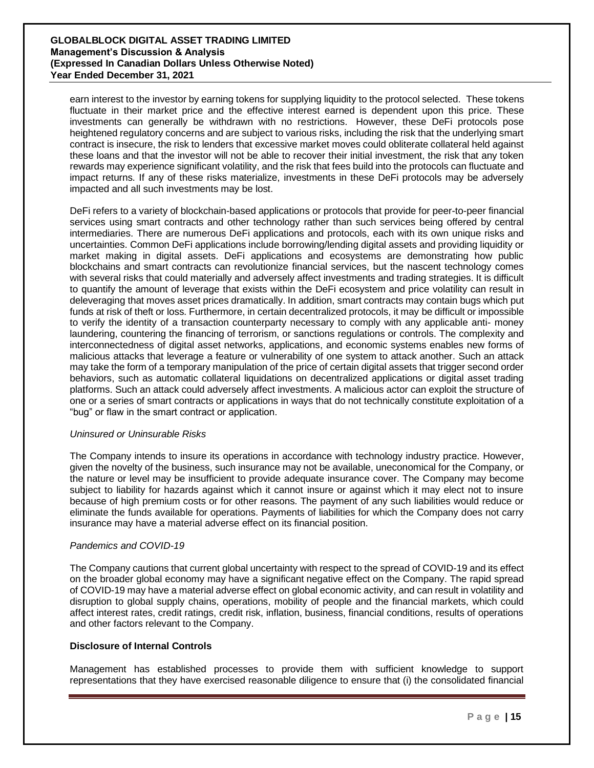earn interest to the investor by earning tokens for supplying liquidity to the protocol selected. These tokens fluctuate in their market price and the effective interest earned is dependent upon this price. These investments can generally be withdrawn with no restrictions. However, these DeFi protocols pose heightened regulatory concerns and are subject to various risks, including the risk that the underlying smart contract is insecure, the risk to lenders that excessive market moves could obliterate collateral held against these loans and that the investor will not be able to recover their initial investment, the risk that any token rewards may experience significant volatility, and the risk that fees build into the protocols can fluctuate and impact returns. If any of these risks materialize, investments in these DeFi protocols may be adversely impacted and all such investments may be lost.

DeFi refers to a variety of blockchain-based applications or protocols that provide for peer-to-peer financial services using smart contracts and other technology rather than such services being offered by central intermediaries. There are numerous DeFi applications and protocols, each with its own unique risks and uncertainties. Common DeFi applications include borrowing/lending digital assets and providing liquidity or market making in digital assets. DeFi applications and ecosystems are demonstrating how public blockchains and smart contracts can revolutionize financial services, but the nascent technology comes with several risks that could materially and adversely affect investments and trading strategies. It is difficult to quantify the amount of leverage that exists within the DeFi ecosystem and price volatility can result in deleveraging that moves asset prices dramatically. In addition, smart contracts may contain bugs which put funds at risk of theft or loss. Furthermore, in certain decentralized protocols, it may be difficult or impossible to verify the identity of a transaction counterparty necessary to comply with any applicable anti- money laundering, countering the financing of terrorism, or sanctions regulations or controls. The complexity and interconnectedness of digital asset networks, applications, and economic systems enables new forms of malicious attacks that leverage a feature or vulnerability of one system to attack another. Such an attack may take the form of a temporary manipulation of the price of certain digital assets that trigger second order behaviors, such as automatic collateral liquidations on decentralized applications or digital asset trading platforms. Such an attack could adversely affect investments. A malicious actor can exploit the structure of one or a series of smart contracts or applications in ways that do not technically constitute exploitation of a "bug" or flaw in the smart contract or application.

*Uninsured or Uninsurable Risks*

The Company intends to insure its operations in accordance with technology industry practice. However, given the novelty of the business, such insurance may not be available, uneconomical for the Company, or the nature or level may be insufficient to provide adequate insurance cover. The Company may become subject to liability for hazards against which it cannot insure or against which it may elect not to insure because of high premium costs or for other reasons. The payment of any such liabilities would reduce or eliminate the funds available for operations. Payments of liabilities for which the Company does not carry insurance may have a material adverse effect on its financial position.

*Pandemics and COVID-19*

The Company cautions that current global uncertainty with respect to the spread of COVID-19 and its effect on the broader global economy may have a significant negative effect on the Company. The rapid spread of COVID-19 may have a material adverse effect on global economic activity, and can result in volatility and disruption to global supply chains, operations, mobility of people and the financial markets, which could affect interest rates, credit ratings, credit risk, inflation, business, financial conditions, results of operations and other factors relevant to the Company.

**Disclosure of Internal Controls**

Management has established processes to provide them with sufficient knowledge to support representations that they have exercised reasonable diligence to ensure that (i) the consolidated financial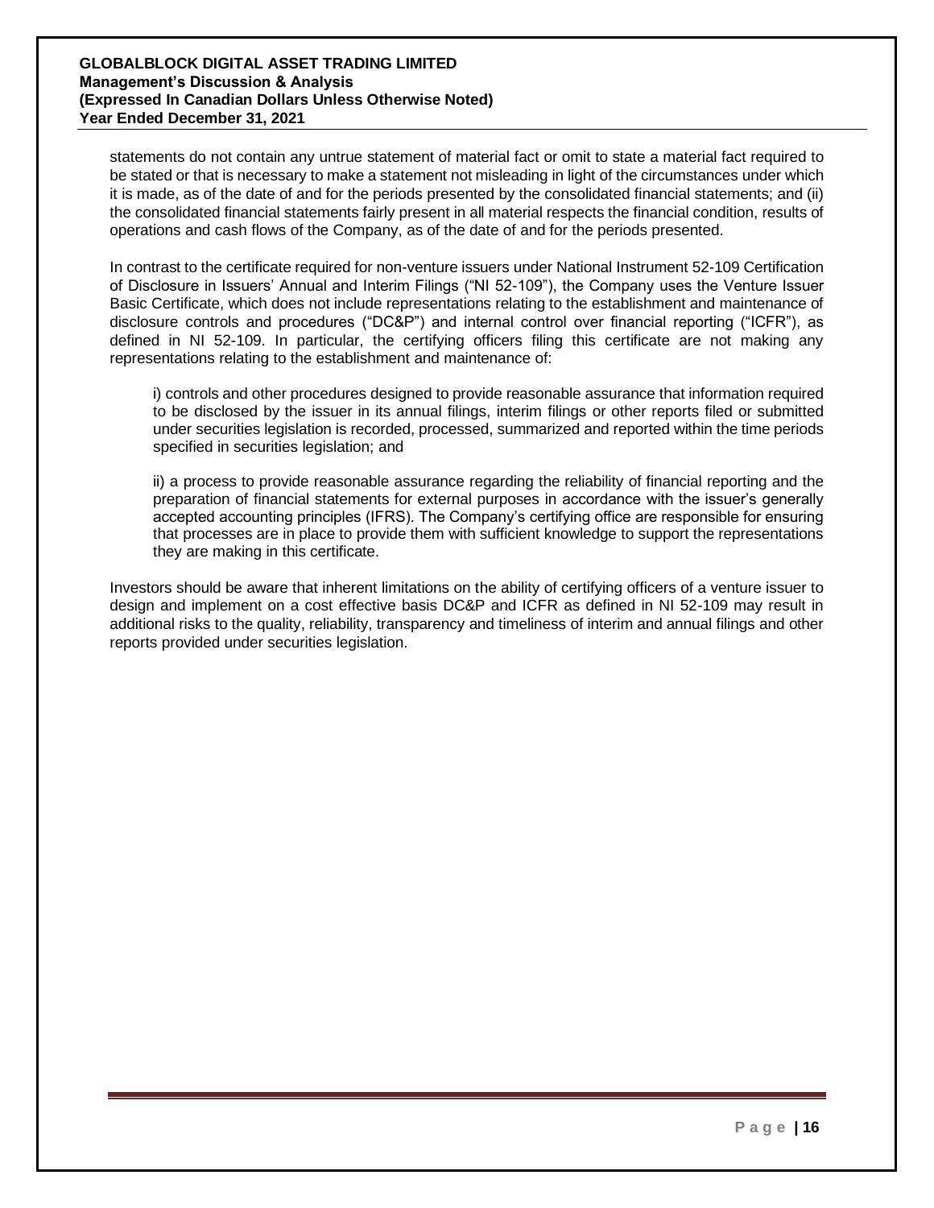statements do not contain any untrue statement of material fact or omit to state a material fact required to be stated or that is necessary to make a statement not misleading in light of the circumstances under which it is made, as of the date of and for the periods presented by the consolidated financial statements; and (ii) the consolidated financial statements fairly present in all material respects the financial condition, results of operations and cash flows of the Company, as of the date of and for the periods presented.

In contrast to the certificate required for non-venture issuers under National Instrument 52-109 Certification of Disclosure in Issuers' Annual and Interim Filings ("NI 52-109"), the Company uses the Venture Issuer Basic Certificate, which does not include representations relating to the establishment and maintenance of disclosure controls and procedures ("DC&P") and internal control over financial reporting ("ICFR"), as defined in NI 52-109. In particular, the certifying officers filing this certificate are not making any representations relating to the establishment and maintenance of:

i) controls and other procedures designed to provide reasonable assurance that information required to be disclosed by the issuer in its annual filings, interim filings or other reports filed or submitted under securities legislation is recorded, processed, summarized and reported within the time periods specified in securities legislation; and

ii) a process to provide reasonable assurance regarding the reliability of financial reporting and the preparation of financial statements for external purposes in accordance with the issuer's generally accepted accounting principles (IFRS). The Company's certifying office are responsible for ensuring that processes are in place to provide them with sufficient knowledge to support the representations they are making in this certificate.

Investors should be aware that inherent limitations on the ability of certifying officers of a venture issuer to design and implement on a cost effective basis DC&P and ICFR as defined in NI 52-109 may result in additional risks to the quality, reliability, transparency and timeliness of interim and annual filings and other reports provided under securities legislation.